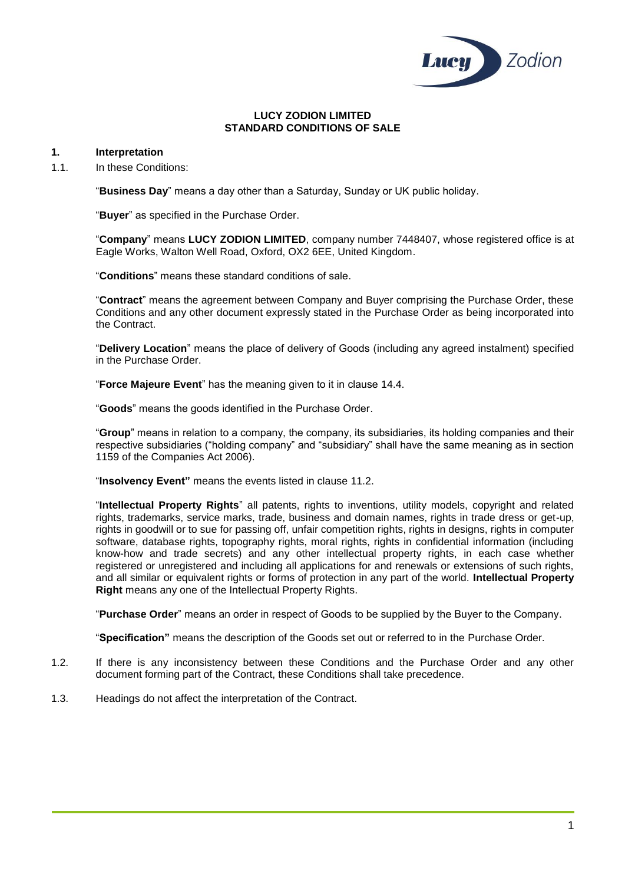**LUCY ZODION LIMITED**
**STANDARD CONDITIONS OF SALE**

## 1. Interpretation

1.1. In these Conditions:

"**Business Day**" means a day other than a Saturday, Sunday or UK public holiday.

"**Buyer**" as specified in the Purchase Order.

"**Company**" means **LUCY ZODION LIMITED**, company number 7448407, whose registered office is at Eagle Works, Walton Well Road, Oxford, OX2 6EE, United Kingdom.

"**Conditions**" means these standard conditions of sale.

"**Contract**" means the agreement between Company and Buyer comprising the Purchase Order, these Conditions and any other document expressly stated in the Purchase Order as being incorporated into the Contract.

"**Delivery Location**" means the place of delivery of Goods (including any agreed instalment) specified in the Purchase Order.

"**Force Majeure Event**" has the meaning given to it in clause 14.4.

"**Goods**" means the goods identified in the Purchase Order.

"**Group**" means in relation to a company, the company, its subsidiaries, its holding companies and their respective subsidiaries ("holding company" and "subsidiary" shall have the same meaning as in section 1159 of the Companies Act 2006).

"**Insolvency Event"** means the events listed in clause 11.2.

"**Intellectual Property Rights**" all patents, rights to inventions, utility models, copyright and related rights, trademarks, service marks, trade, business and domain names, rights in trade dress or get-up, rights in goodwill or to sue for passing off, unfair competition rights, rights in designs, rights in computer software, database rights, topography rights, moral rights, rights in confidential information (including know-how and trade secrets) and any other intellectual property rights, in each case whether registered or unregistered and including all applications for and renewals or extensions of such rights, and all similar or equivalent rights or forms of protection in any part of the world. **Intellectual Property Right** means any one of the Intellectual Property Rights.

"**Purchase Order**" means an order in respect of Goods to be supplied by the Buyer to the Company.

"**Specification"** means the description of the Goods set out or referred to in the Purchase Order.

1.2. If there is any inconsistency between these Conditions and the Purchase Order and any other document forming part of the Contract, these Conditions shall take precedence.

1.3. Headings do not affect the interpretation of the Contract.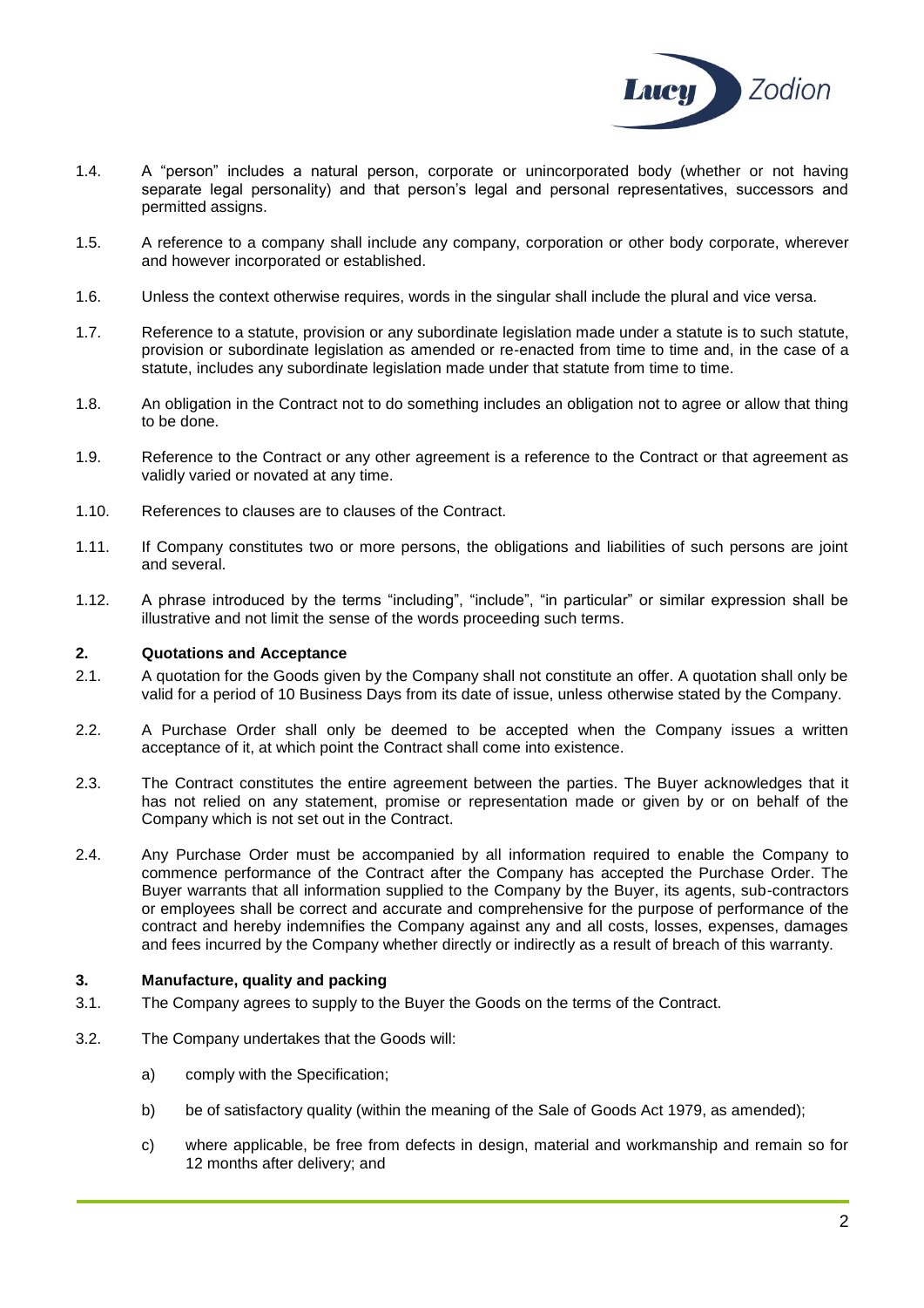1.4. A "person" includes a natural person, corporate or unincorporated body (whether or not having separate legal personality) and that person's legal and personal representatives, successors and permitted assigns.

1.5. A reference to a company shall include any company, corporation or other body corporate, wherever and however incorporated or established.

1.6. Unless the context otherwise requires, words in the singular shall include the plural and vice versa.

1.7. Reference to a statute, provision or any subordinate legislation made under a statute is to such statute, provision or subordinate legislation as amended or re-enacted from time to time and, in the case of a statute, includes any subordinate legislation made under that statute from time to time.

1.8. An obligation in the Contract not to do something includes an obligation not to agree or allow that thing to be done.

1.9. Reference to the Contract or any other agreement is a reference to the Contract or that agreement as validly varied or novated at any time.

1.10. References to clauses are to clauses of the Contract.

1.11. If Company constitutes two or more persons, the obligations and liabilities of such persons are joint and several.

1.12. A phrase introduced by the terms "including", "include", "in particular" or similar expression shall be illustrative and not limit the sense of the words proceeding such terms.

## 2. Quotations and Acceptance

2.1. A quotation for the Goods given by the Company shall not constitute an offer. A quotation shall only be valid for a period of 10 Business Days from its date of issue, unless otherwise stated by the Company.

2.2. A Purchase Order shall only be deemed to be accepted when the Company issues a written acceptance of it, at which point the Contract shall come into existence.

2.3. The Contract constitutes the entire agreement between the parties. The Buyer acknowledges that it has not relied on any statement, promise or representation made or given by or on behalf of the Company which is not set out in the Contract.

2.4. Any Purchase Order must be accompanied by all information required to enable the Company to commence performance of the Contract after the Company has accepted the Purchase Order. The Buyer warrants that all information supplied to the Company by the Buyer, its agents, sub-contractors or employees shall be correct and accurate and comprehensive for the purpose of performance of the contract and hereby indemnifies the Company against any and all costs, losses, expenses, damages and fees incurred by the Company whether directly or indirectly as a result of breach of this warranty.

## 3. Manufacture, quality and packing

3.1. The Company agrees to supply to the Buyer the Goods on the terms of the Contract.

3.2. The Company undertakes that the Goods will:

a) comply with the Specification;

b) be of satisfactory quality (within the meaning of the Sale of Goods Act 1979, as amended);

c) where applicable, be free from defects in design, material and workmanship and remain so for 12 months after delivery; and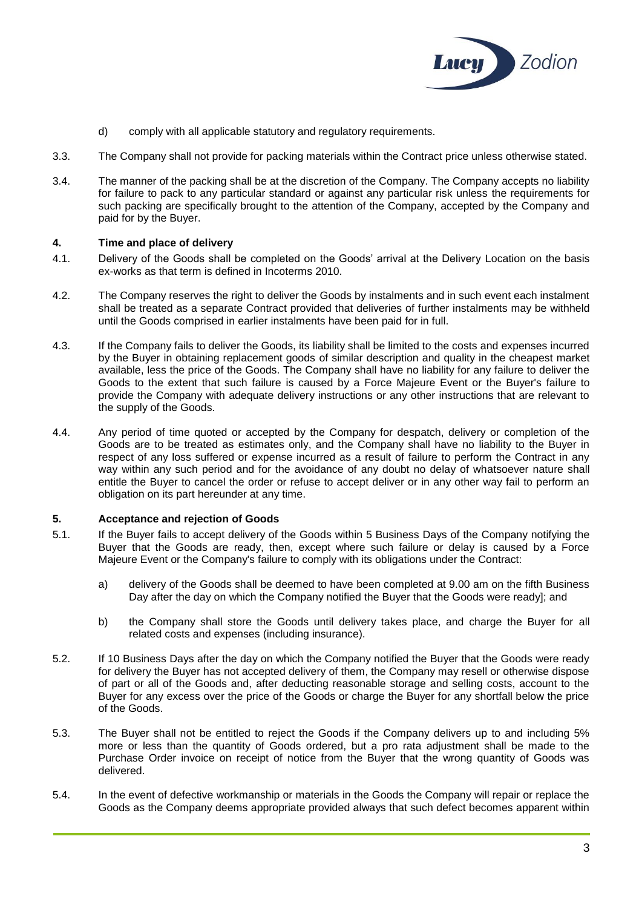d) comply with all applicable statutory and regulatory requirements.

3.3. The Company shall not provide for packing materials within the Contract price unless otherwise stated.

3.4. The manner of the packing shall be at the discretion of the Company. The Company accepts no liability for failure to pack to any particular standard or against any particular risk unless the requirements for such packing are specifically brought to the attention of the Company, accepted by the Company and paid for by the Buyer.

## 4. Time and place of delivery

4.1. Delivery of the Goods shall be completed on the Goods' arrival at the Delivery Location on the basis ex-works as that term is defined in Incoterms 2010.

4.2. The Company reserves the right to deliver the Goods by instalments and in such event each instalment shall be treated as a separate Contract provided that deliveries of further instalments may be withheld until the Goods comprised in earlier instalments have been paid for in full.

4.3. If the Company fails to deliver the Goods, its liability shall be limited to the costs and expenses incurred by the Buyer in obtaining replacement goods of similar description and quality in the cheapest market available, less the price of the Goods. The Company shall have no liability for any failure to deliver the Goods to the extent that such failure is caused by a Force Majeure Event or the Buyer's failure to provide the Company with adequate delivery instructions or any other instructions that are relevant to the supply of the Goods.

4.4. Any period of time quoted or accepted by the Company for despatch, delivery or completion of the Goods are to be treated as estimates only, and the Company shall have no liability to the Buyer in respect of any loss suffered or expense incurred as a result of failure to perform the Contract in any way within any such period and for the avoidance of any doubt no delay of whatsoever nature shall entitle the Buyer to cancel the order or refuse to accept deliver or in any other way fail to perform an obligation on its part hereunder at any time.

## 5. Acceptance and rejection of Goods

5.1. If the Buyer fails to accept delivery of the Goods within 5 Business Days of the Company notifying the Buyer that the Goods are ready, then, except where such failure or delay is caused by a Force Majeure Event or the Company's failure to comply with its obligations under the Contract:

a) delivery of the Goods shall be deemed to have been completed at 9.00 am on the fifth Business Day after the day on which the Company notified the Buyer that the Goods were ready]; and

b) the Company shall store the Goods until delivery takes place, and charge the Buyer for all related costs and expenses (including insurance).

5.2. If 10 Business Days after the day on which the Company notified the Buyer that the Goods were ready for delivery the Buyer has not accepted delivery of them, the Company may resell or otherwise dispose of part or all of the Goods and, after deducting reasonable storage and selling costs, account to the Buyer for any excess over the price of the Goods or charge the Buyer for any shortfall below the price of the Goods.

5.3. The Buyer shall not be entitled to reject the Goods if the Company delivers up to and including 5% more or less than the quantity of Goods ordered, but a pro rata adjustment shall be made to the Purchase Order invoice on receipt of notice from the Buyer that the wrong quantity of Goods was delivered.

5.4. In the event of defective workmanship or materials in the Goods the Company will repair or replace the Goods as the Company deems appropriate provided always that such defect becomes apparent within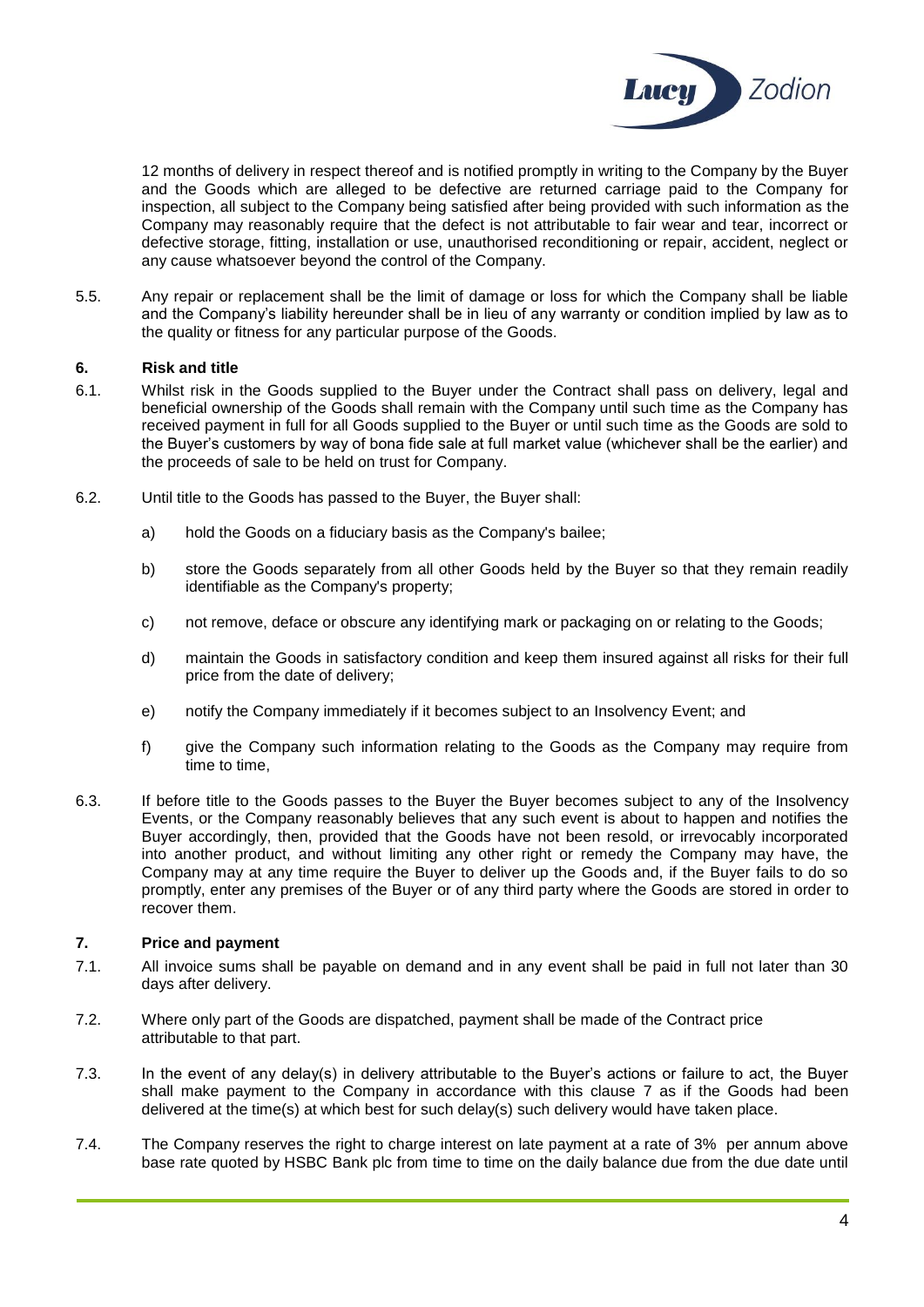12 months of delivery in respect thereof and is notified promptly in writing to the Company by the Buyer and the Goods which are alleged to be defective are returned carriage paid to the Company for inspection, all subject to the Company being satisfied after being provided with such information as the Company may reasonably require that the defect is not attributable to fair wear and tear, incorrect or defective storage, fitting, installation or use, unauthorised reconditioning or repair, accident, neglect or any cause whatsoever beyond the control of the Company.

5.5. Any repair or replacement shall be the limit of damage or loss for which the Company shall be liable and the Company's liability hereunder shall be in lieu of any warranty or condition implied by law as to the quality or fitness for any particular purpose of the Goods.

## 6. Risk and title

6.1. Whilst risk in the Goods supplied to the Buyer under the Contract shall pass on delivery, legal and beneficial ownership of the Goods shall remain with the Company until such time as the Company has received payment in full for all Goods supplied to the Buyer or until such time as the Goods are sold to the Buyer's customers by way of bona fide sale at full market value (whichever shall be the earlier) and the proceeds of sale to be held on trust for Company.

6.2. Until title to the Goods has passed to the Buyer, the Buyer shall:

a) hold the Goods on a fiduciary basis as the Company's bailee;

b) store the Goods separately from all other Goods held by the Buyer so that they remain readily identifiable as the Company's property;

c) not remove, deface or obscure any identifying mark or packaging on or relating to the Goods;

d) maintain the Goods in satisfactory condition and keep them insured against all risks for their full price from the date of delivery;

e) notify the Company immediately if it becomes subject to an Insolvency Event; and

f) give the Company such information relating to the Goods as the Company may require from time to time,

6.3. If before title to the Goods passes to the Buyer the Buyer becomes subject to any of the Insolvency Events, or the Company reasonably believes that any such event is about to happen and notifies the Buyer accordingly, then, provided that the Goods have not been resold, or irrevocably incorporated into another product, and without limiting any other right or remedy the Company may have, the Company may at any time require the Buyer to deliver up the Goods and, if the Buyer fails to do so promptly, enter any premises of the Buyer or of any third party where the Goods are stored in order to recover them.

## 7. Price and payment

7.1. All invoice sums shall be payable on demand and in any event shall be paid in full not later than 30 days after delivery.

7.2. Where only part of the Goods are dispatched, payment shall be made of the Contract price attributable to that part.

7.3. In the event of any delay(s) in delivery attributable to the Buyer's actions or failure to act, the Buyer shall make payment to the Company in accordance with this clause 7 as if the Goods had been delivered at the time(s) at which best for such delay(s) such delivery would have taken place.

7.4. The Company reserves the right to charge interest on late payment at a rate of 3% per annum above base rate quoted by HSBC Bank plc from time to time on the daily balance due from the due date until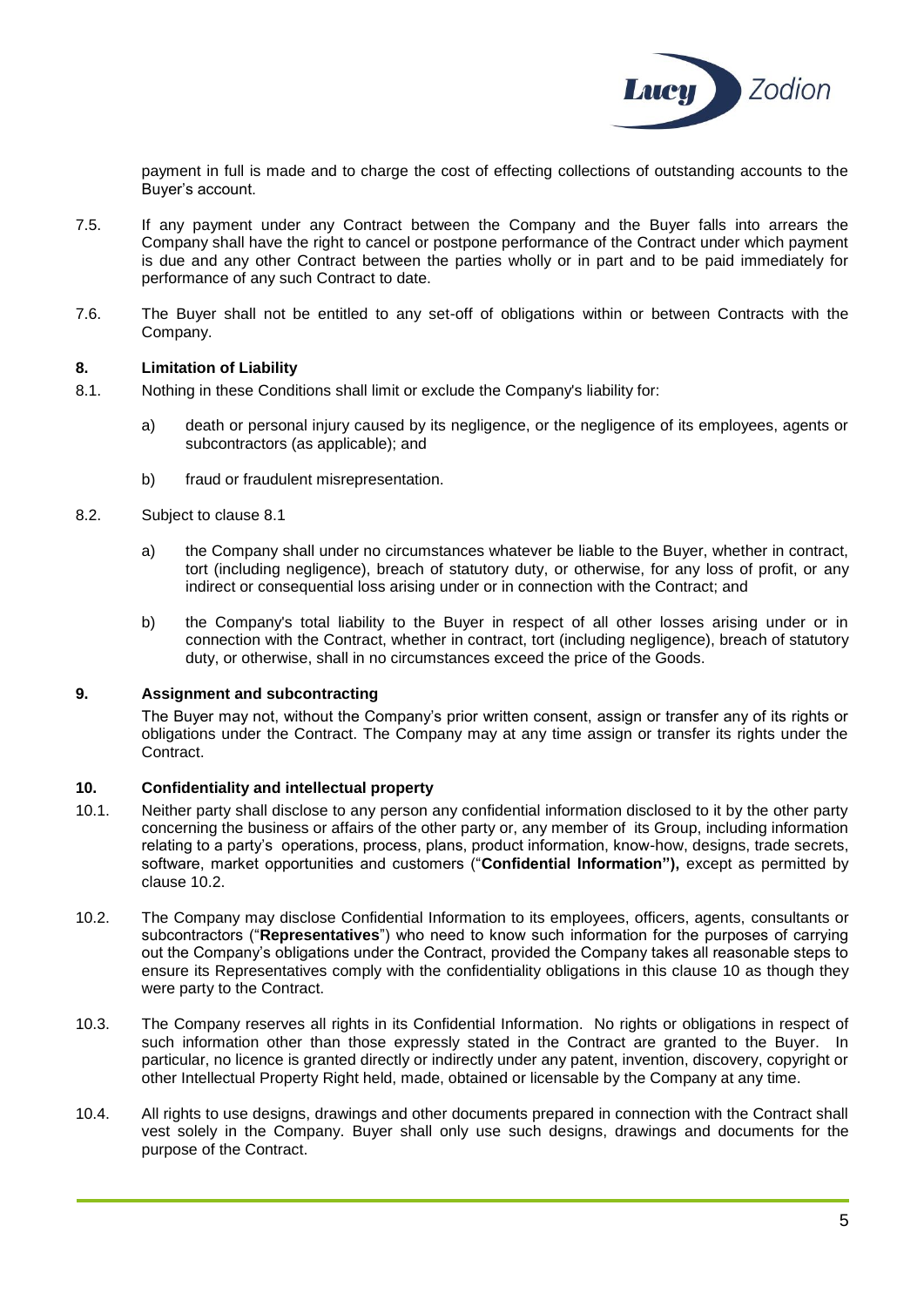payment in full is made and to charge the cost of effecting collections of outstanding accounts to the Buyer's account.

7.5. If any payment under any Contract between the Company and the Buyer falls into arrears the Company shall have the right to cancel or postpone performance of the Contract under which payment is due and any other Contract between the parties wholly or in part and to be paid immediately for performance of any such Contract to date.

7.6. The Buyer shall not be entitled to any set-off of obligations within or between Contracts with the Company.

## 8. Limitation of Liability

8.1. Nothing in these Conditions shall limit or exclude the Company's liability for:

a) death or personal injury caused by its negligence, or the negligence of its employees, agents or subcontractors (as applicable); and

b) fraud or fraudulent misrepresentation.

8.2. Subject to clause 8.1

a) the Company shall under no circumstances whatever be liable to the Buyer, whether in contract, tort (including negligence), breach of statutory duty, or otherwise, for any loss of profit, or any indirect or consequential loss arising under or in connection with the Contract; and

b) the Company's total liability to the Buyer in respect of all other losses arising under or in connection with the Contract, whether in contract, tort (including negligence), breach of statutory duty, or otherwise, shall in no circumstances exceed the price of the Goods.

## 9. Assignment and subcontracting

The Buyer may not, without the Company's prior written consent, assign or transfer any of its rights or obligations under the Contract. The Company may at any time assign or transfer its rights under the Contract.

## 10. Confidentiality and intellectual property

10.1. Neither party shall disclose to any person any confidential information disclosed to it by the other party concerning the business or affairs of the other party or, any member of its Group, including information relating to a party's operations, process, plans, product information, know-how, designs, trade secrets, software, market opportunities and customers ("**Confidential Information"),** except as permitted by clause 10.2.

10.2. The Company may disclose Confidential Information to its employees, officers, agents, consultants or subcontractors ("**Representatives**") who need to know such information for the purposes of carrying out the Company's obligations under the Contract, provided the Company takes all reasonable steps to ensure its Representatives comply with the confidentiality obligations in this clause 10 as though they were party to the Contract.

10.3. The Company reserves all rights in its Confidential Information. No rights or obligations in respect of such information other than those expressly stated in the Contract are granted to the Buyer. In particular, no licence is granted directly or indirectly under any patent, invention, discovery, copyright or other Intellectual Property Right held, made, obtained or licensable by the Company at any time.

10.4. All rights to use designs, drawings and other documents prepared in connection with the Contract shall vest solely in the Company. Buyer shall only use such designs, drawings and documents for the purpose of the Contract.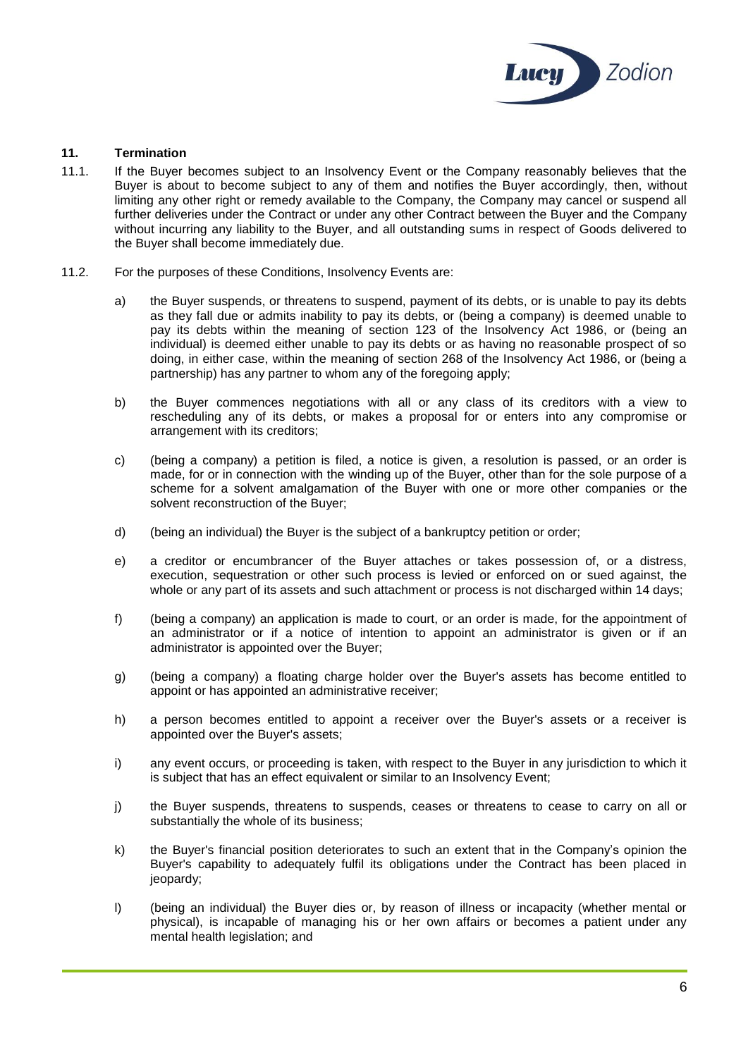## 11. Termination

11.1. If the Buyer becomes subject to an Insolvency Event or the Company reasonably believes that the Buyer is about to become subject to any of them and notifies the Buyer accordingly, then, without limiting any other right or remedy available to the Company, the Company may cancel or suspend all further deliveries under the Contract or under any other Contract between the Buyer and the Company without incurring any liability to the Buyer, and all outstanding sums in respect of Goods delivered to the Buyer shall become immediately due.

11.2. For the purposes of these Conditions, Insolvency Events are:

a) the Buyer suspends, or threatens to suspend, payment of its debts, or is unable to pay its debts as they fall due or admits inability to pay its debts, or (being a company) is deemed unable to pay its debts within the meaning of section 123 of the Insolvency Act 1986, or (being an individual) is deemed either unable to pay its debts or as having no reasonable prospect of so doing, in either case, within the meaning of section 268 of the Insolvency Act 1986, or (being a partnership) has any partner to whom any of the foregoing apply;

b) the Buyer commences negotiations with all or any class of its creditors with a view to rescheduling any of its debts, or makes a proposal for or enters into any compromise or arrangement with its creditors;

c) (being a company) a petition is filed, a notice is given, a resolution is passed, or an order is made, for or in connection with the winding up of the Buyer, other than for the sole purpose of a scheme for a solvent amalgamation of the Buyer with one or more other companies or the solvent reconstruction of the Buyer;

d) (being an individual) the Buyer is the subject of a bankruptcy petition or order;

e) a creditor or encumbrancer of the Buyer attaches or takes possession of, or a distress, execution, sequestration or other such process is levied or enforced on or sued against, the whole or any part of its assets and such attachment or process is not discharged within 14 days;

f) (being a company) an application is made to court, or an order is made, for the appointment of an administrator or if a notice of intention to appoint an administrator is given or if an administrator is appointed over the Buyer;

g) (being a company) a floating charge holder over the Buyer's assets has become entitled to appoint or has appointed an administrative receiver;

h) a person becomes entitled to appoint a receiver over the Buyer's assets or a receiver is appointed over the Buyer's assets;

i) any event occurs, or proceeding is taken, with respect to the Buyer in any jurisdiction to which it is subject that has an effect equivalent or similar to an Insolvency Event;

j) the Buyer suspends, threatens to suspends, ceases or threatens to cease to carry on all or substantially the whole of its business;

k) the Buyer's financial position deteriorates to such an extent that in the Company's opinion the Buyer's capability to adequately fulfil its obligations under the Contract has been placed in jeopardy;

l) (being an individual) the Buyer dies or, by reason of illness or incapacity (whether mental or physical), is incapable of managing his or her own affairs or becomes a patient under any mental health legislation; and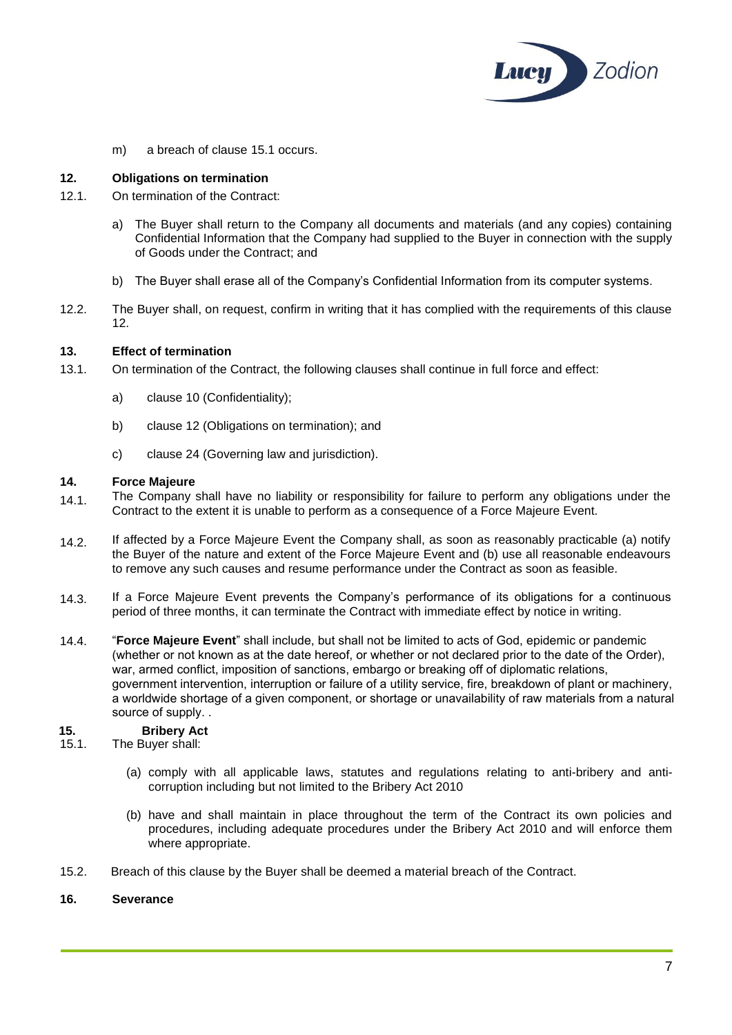m) a breach of clause 15.1 occurs.

**12. Obligations on termination**

12.1. On termination of the Contract:

a) The Buyer shall return to the Company all documents and materials (and any copies) containing Confidential Information that the Company had supplied to the Buyer in connection with the supply of Goods under the Contract; and

b) The Buyer shall erase all of the Company's Confidential Information from its computer systems.

12.2. The Buyer shall, on request, confirm in writing that it has complied with the requirements of this clause 12.

**13. Effect of termination**

13.1. On termination of the Contract, the following clauses shall continue in full force and effect:

a) clause 10 (Confidentiality);

b) clause 12 (Obligations on termination); and

c) clause 24 (Governing law and jurisdiction).

**14. Force Majeure**

14.1. The Company shall have no liability or responsibility for failure to perform any obligations under the Contract to the extent it is unable to perform as a consequence of a Force Majeure Event.

14.2. If affected by a Force Majeure Event the Company shall, as soon as reasonably practicable (a) notify the Buyer of the nature and extent of the Force Majeure Event and (b) use all reasonable endeavours to remove any such causes and resume performance under the Contract as soon as feasible.

14.3. If a Force Majeure Event prevents the Company's performance of its obligations for a continuous period of three months, it can terminate the Contract with immediate effect by notice in writing.

14.4. "**Force Majeure Event**" shall include, but shall not be limited to acts of God, epidemic or pandemic (whether or not known as at the date hereof, or whether or not declared prior to the date of the Order), war, armed conflict, imposition of sanctions, embargo or breaking off of diplomatic relations, government intervention, interruption or failure of a utility service, fire, breakdown of plant or machinery, a worldwide shortage of a given component, or shortage or unavailability of raw materials from a natural source of supply. .

**15. Bribery Act**

15.1. The Buyer shall:

(a) comply with all applicable laws, statutes and regulations relating to anti-bribery and anti-corruption including but not limited to the Bribery Act 2010

(b) have and shall maintain in place throughout the term of the Contract its own policies and procedures, including adequate procedures under the Bribery Act 2010 and will enforce them where appropriate.

15.2. Breach of this clause by the Buyer shall be deemed a material breach of the Contract.

**16. Severance**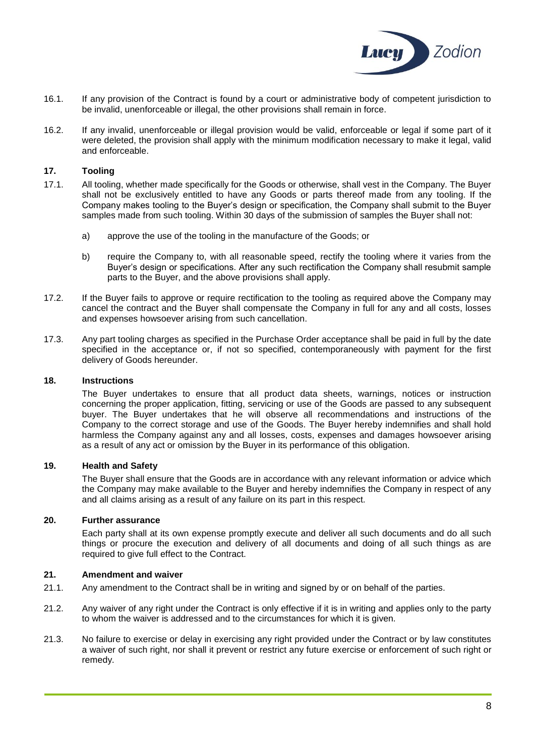16.1. If any provision of the Contract is found by a court or administrative body of competent jurisdiction to be invalid, unenforceable or illegal, the other provisions shall remain in force.

16.2. If any invalid, unenforceable or illegal provision would be valid, enforceable or legal if some part of it were deleted, the provision shall apply with the minimum modification necessary to make it legal, valid and enforceable.

## 17. Tooling

17.1. All tooling, whether made specifically for the Goods or otherwise, shall vest in the Company. The Buyer shall not be exclusively entitled to have any Goods or parts thereof made from any tooling. If the Company makes tooling to the Buyer's design or specification, the Company shall submit to the Buyer samples made from such tooling. Within 30 days of the submission of samples the Buyer shall not:

a) approve the use of the tooling in the manufacture of the Goods; or

b) require the Company to, with all reasonable speed, rectify the tooling where it varies from the Buyer's design or specifications. After any such rectification the Company shall resubmit sample parts to the Buyer, and the above provisions shall apply.

17.2. If the Buyer fails to approve or require rectification to the tooling as required above the Company may cancel the contract and the Buyer shall compensate the Company in full for any and all costs, losses and expenses howsoever arising from such cancellation.

17.3. Any part tooling charges as specified in the Purchase Order acceptance shall be paid in full by the date specified in the acceptance or, if not so specified, contemporaneously with payment for the first delivery of Goods hereunder.

## 18. Instructions

The Buyer undertakes to ensure that all product data sheets, warnings, notices or instruction concerning the proper application, fitting, servicing or use of the Goods are passed to any subsequent buyer. The Buyer undertakes that he will observe all recommendations and instructions of the Company to the correct storage and use of the Goods. The Buyer hereby indemnifies and shall hold harmless the Company against any and all losses, costs, expenses and damages howsoever arising as a result of any act or omission by the Buyer in its performance of this obligation.

## 19. Health and Safety

The Buyer shall ensure that the Goods are in accordance with any relevant information or advice which the Company may make available to the Buyer and hereby indemnifies the Company in respect of any and all claims arising as a result of any failure on its part in this respect.

## 20. Further assurance

Each party shall at its own expense promptly execute and deliver all such documents and do all such things or procure the execution and delivery of all documents and doing of all such things as are required to give full effect to the Contract.

## 21. Amendment and waiver

21.1. Any amendment to the Contract shall be in writing and signed by or on behalf of the parties.

21.2. Any waiver of any right under the Contract is only effective if it is in writing and applies only to the party to whom the waiver is addressed and to the circumstances for which it is given.

21.3. No failure to exercise or delay in exercising any right provided under the Contract or by law constitutes a waiver of such right, nor shall it prevent or restrict any future exercise or enforcement of such right or remedy.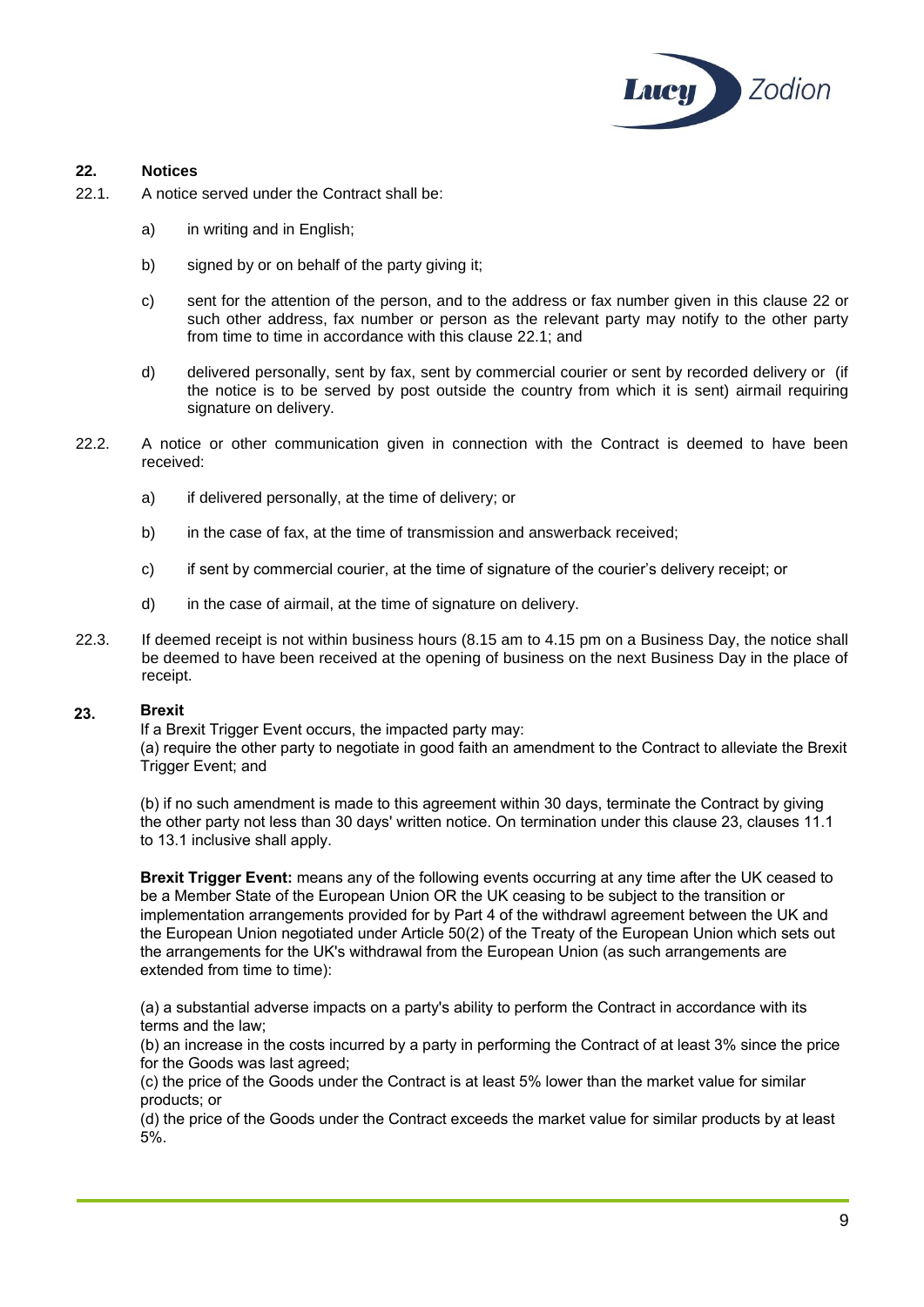## 22. Notices

22.1. A notice served under the Contract shall be:

a) in writing and in English;

b) signed by or on behalf of the party giving it;

c) sent for the attention of the person, and to the address or fax number given in this clause 22 or such other address, fax number or person as the relevant party may notify to the other party from time to time in accordance with this clause 22.1; and

d) delivered personally, sent by fax, sent by commercial courier or sent by recorded delivery or (if the notice is to be served by post outside the country from which it is sent) airmail requiring signature on delivery.

22.2. A notice or other communication given in connection with the Contract is deemed to have been received:

a) if delivered personally, at the time of delivery; or

b) in the case of fax, at the time of transmission and answerback received;

c) if sent by commercial courier, at the time of signature of the courier's delivery receipt; or

d) in the case of airmail, at the time of signature on delivery.

22.3. If deemed receipt is not within business hours (8.15 am to 4.15 pm on a Business Day, the notice shall be deemed to have been received at the opening of business on the next Business Day in the place of receipt.

## 23. Brexit

If a Brexit Trigger Event occurs, the impacted party may:
(a) require the other party to negotiate in good faith an amendment to the Contract to alleviate the Brexit Trigger Event; and

(b) if no such amendment is made to this agreement within 30 days, terminate the Contract by giving the other party not less than 30 days' written notice. On termination under this clause 23, clauses 11.1 to 13.1 inclusive shall apply.

**Brexit Trigger Event:** means any of the following events occurring at any time after the UK ceased to be a Member State of the European Union OR the UK ceasing to be subject to the transition or implementation arrangements provided for by Part 4 of the withdrawl agreement between the UK and the European Union negotiated under Article 50(2) of the Treaty of the European Union which sets out the arrangements for the UK's withdrawal from the European Union (as such arrangements are extended from time to time):

(a) a substantial adverse impacts on a party's ability to perform the Contract in accordance with its terms and the law;
(b) an increase in the costs incurred by a party in performing the Contract of at least 3% since the price for the Goods was last agreed;
(c) the price of the Goods under the Contract is at least 5% lower than the market value for similar products; or
(d) the price of the Goods under the Contract exceeds the market value for similar products by at least 5%.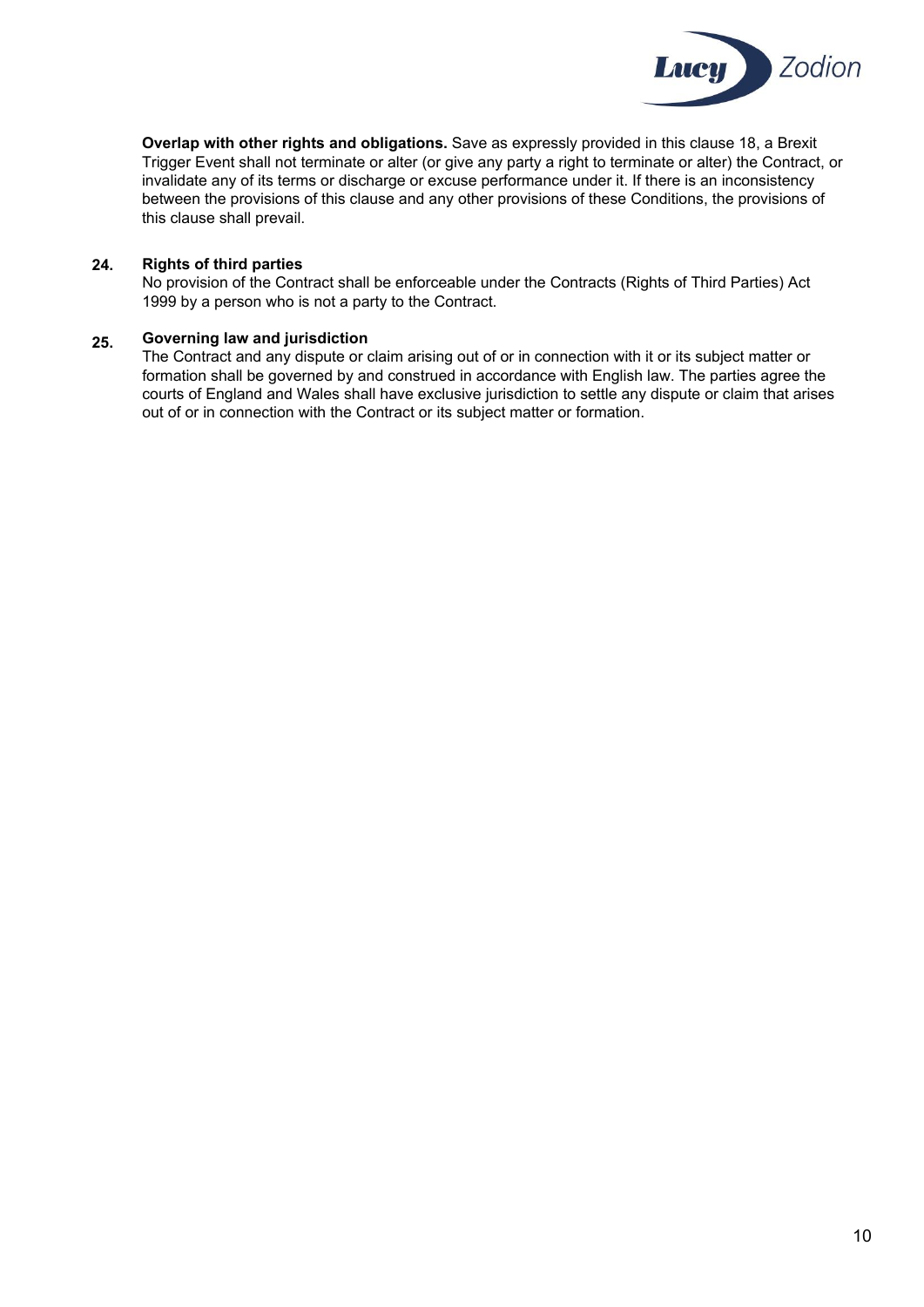**Overlap with other rights and obligations.** Save as expressly provided in this clause 18, a Brexit Trigger Event shall not terminate or alter (or give any party a right to terminate or alter) the Contract, or invalidate any of its terms or discharge or excuse performance under it. If there is an inconsistency between the provisions of this clause and any other provisions of these Conditions, the provisions of this clause shall prevail.

## 24. Rights of third parties

No provision of the Contract shall be enforceable under the Contracts (Rights of Third Parties) Act 1999 by a person who is not a party to the Contract.

## 25. Governing law and jurisdiction

The Contract and any dispute or claim arising out of or in connection with it or its subject matter or formation shall be governed by and construed in accordance with English law. The parties agree the courts of England and Wales shall have exclusive jurisdiction to settle any dispute or claim that arises out of or in connection with the Contract or its subject matter or formation.